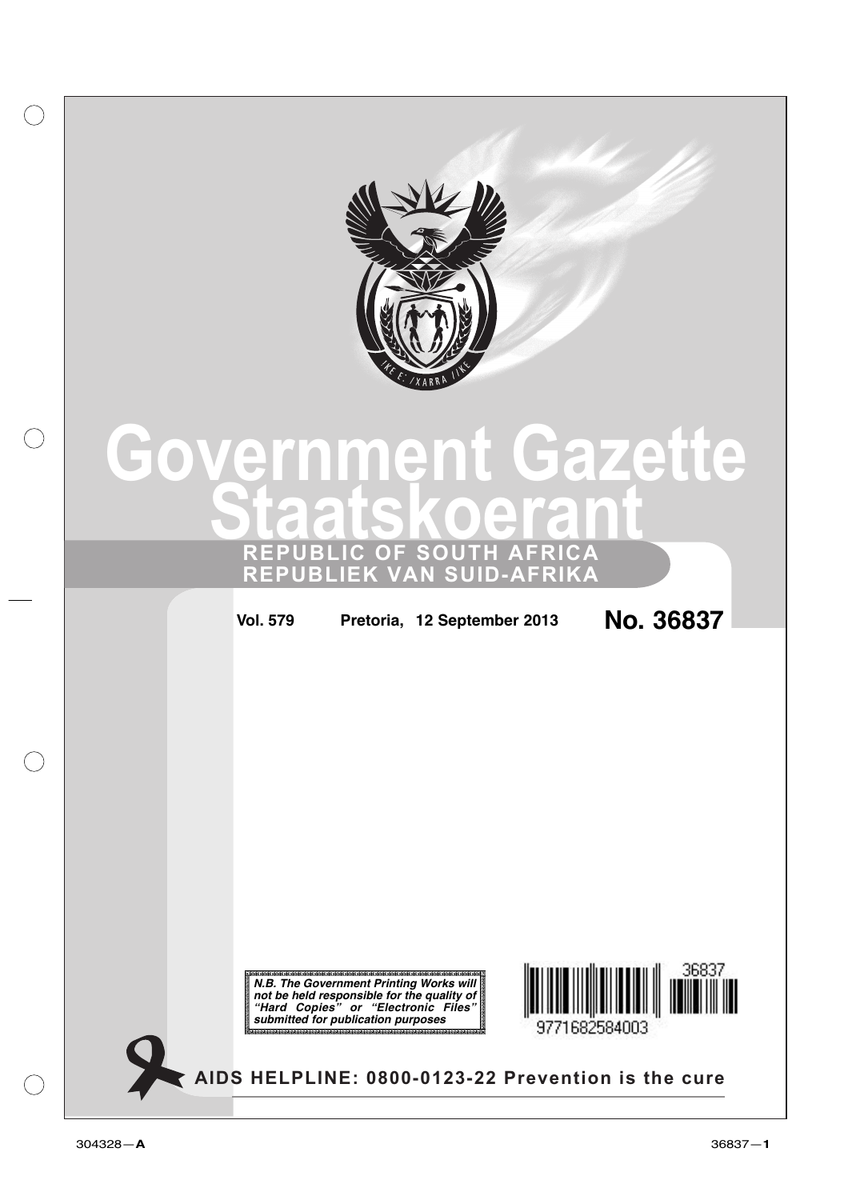# Government Gazette
# Staatskoerant

**REPUBLIC OF SOUTH AFRICA**
**REPUBLIEK VAN SUID-AFRIKA**

**Vol. 579** **Pretoria, 12 September 2013** **No. 36837**

***N.B. The Government Printing Works will not be held responsible for the quality of "Hard Copies" or "Electronic Files" submitted for publication purposes***

36837

9771682584003

**AIDS HELPLINE: 0800-0123-22 Prevention is the cure**

304328—**A**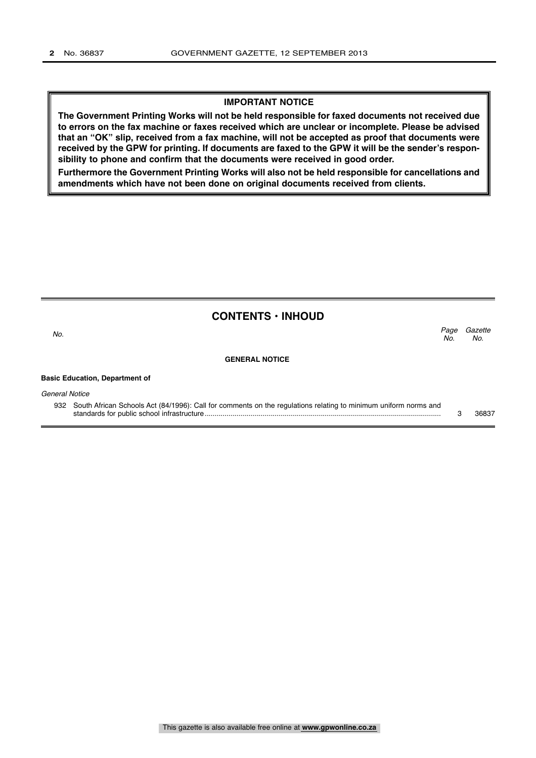## IMPORTANT NOTICE

**The Government Printing Works will not be held responsible for faxed documents not received due to errors on the fax machine or faxes received which are unclear or incomplete. Please be advised that an "OK" slip, received from a fax machine, will not be accepted as proof that documents were received by the GPW for printing. If documents are faxed to the GPW it will be the sender's responsibility to phone and confirm that the documents were received in good order.**

**Furthermore the Government Printing Works will also not be held responsible for cancellations and amendments which have not been done on original documents received from clients.**

## CONTENTS · INHOUD

| *No.* | | *Page No.* | *Gazette No.* |
|---|---|---|---|
| | **GENERAL NOTICE** | | |
| | **Basic Education, Department of** | | |
| | *General Notice* | | |
| 932 | South African Schools Act (84/1996): Call for comments on the regulations relating to minimum uniform norms and standards for public school infrastructure | 3 | 36837 |

This gazette is also available free online at **www.gpwonline.co.za**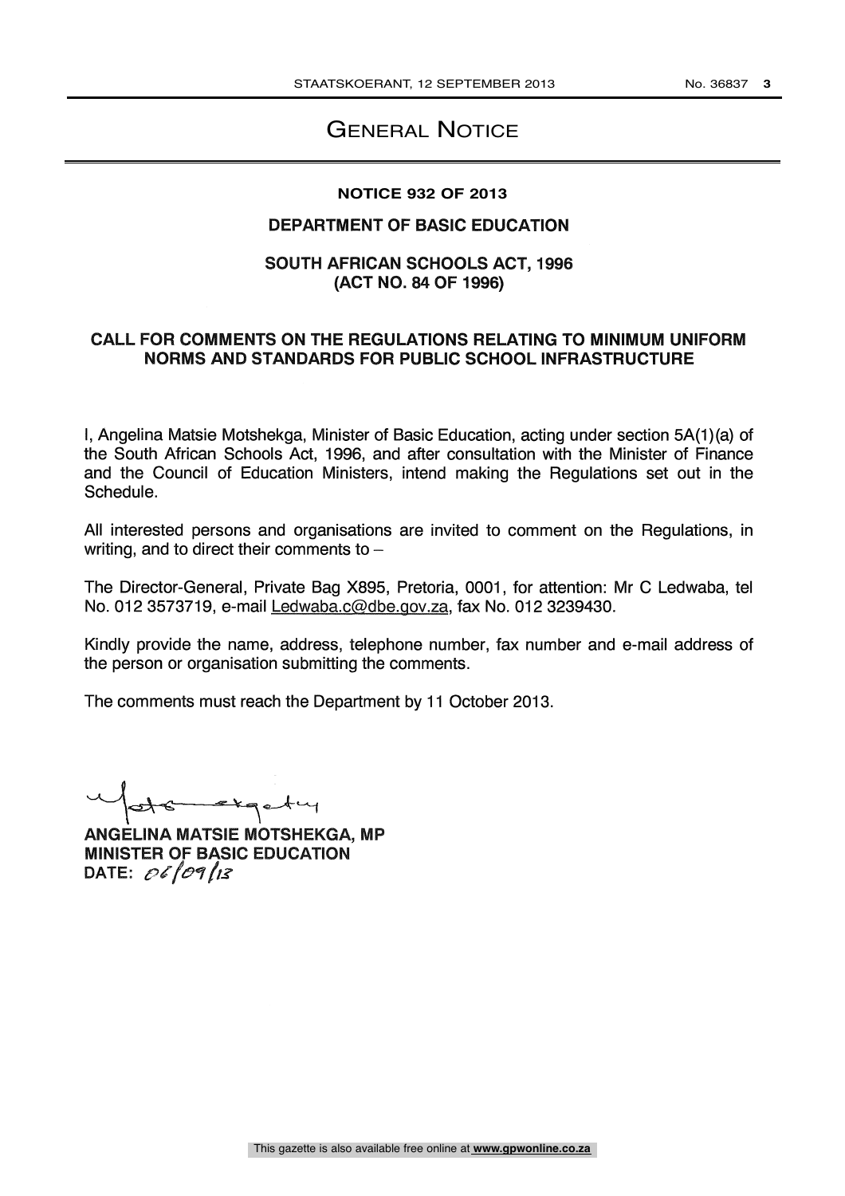# General Notice

**NOTICE 932 OF 2013**

**DEPARTMENT OF BASIC EDUCATION**

**SOUTH AFRICAN SCHOOLS ACT, 1996 (ACT NO. 84 OF 1996)**

**CALL FOR COMMENTS ON THE REGULATIONS RELATING TO MINIMUM UNIFORM NORMS AND STANDARDS FOR PUBLIC SCHOOL INFRASTRUCTURE**

I, Angelina Matsie Motshekga, Minister of Basic Education, acting under section 5A(1)(a) of the South African Schools Act, 1996, and after consultation with the Minister of Finance and the Council of Education Ministers, intend making the Regulations set out in the Schedule.

All interested persons and organisations are invited to comment on the Regulations, in writing, and to direct their comments to –

The Director-General, Private Bag X895, Pretoria, 0001, for attention: Mr C Ledwaba, tel No. 012 3573719, e-mail Ledwaba.c@dbe.gov.za, fax No. 012 3239430.

Kindly provide the name, address, telephone number, fax number and e-mail address of the person or organisation submitting the comments.

The comments must reach the Department by 11 October 2013.

**ANGELINA MATSIE MOTSHEKGA, MP**
**MINISTER OF BASIC EDUCATION**
**DATE:** 06/09/13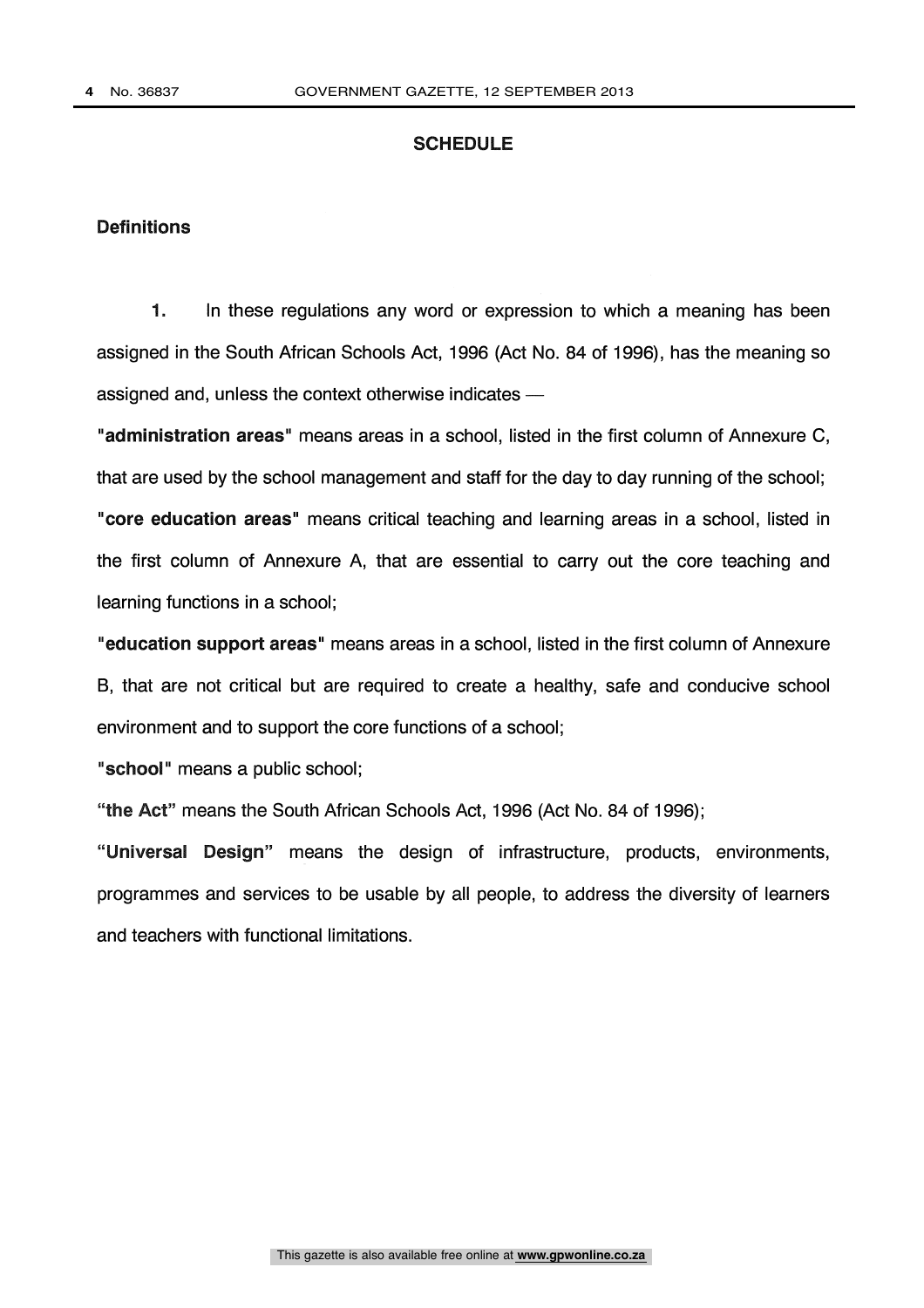## SCHEDULE

### Definitions

**1.** In these regulations any word or expression to which a meaning has been assigned in the South African Schools Act, 1996 (Act No. 84 of 1996), has the meaning so assigned and, unless the context otherwise indicates —

**"administration areas"** means areas in a school, listed in the first column of Annexure C, that are used by the school management and staff for the day to day running of the school;

**"core education areas"** means critical teaching and learning areas in a school, listed in the first column of Annexure A, that are essential to carry out the core teaching and learning functions in a school;

**"education support areas"** means areas in a school, listed in the first column of Annexure B, that are not critical but are required to create a healthy, safe and conducive school environment and to support the core functions of a school;

**"school"** means a public school;

**"the Act"** means the South African Schools Act, 1996 (Act No. 84 of 1996);

**"Universal Design"** means the design of infrastructure, products, environments, programmes and services to be usable by all people, to address the diversity of learners and teachers with functional limitations.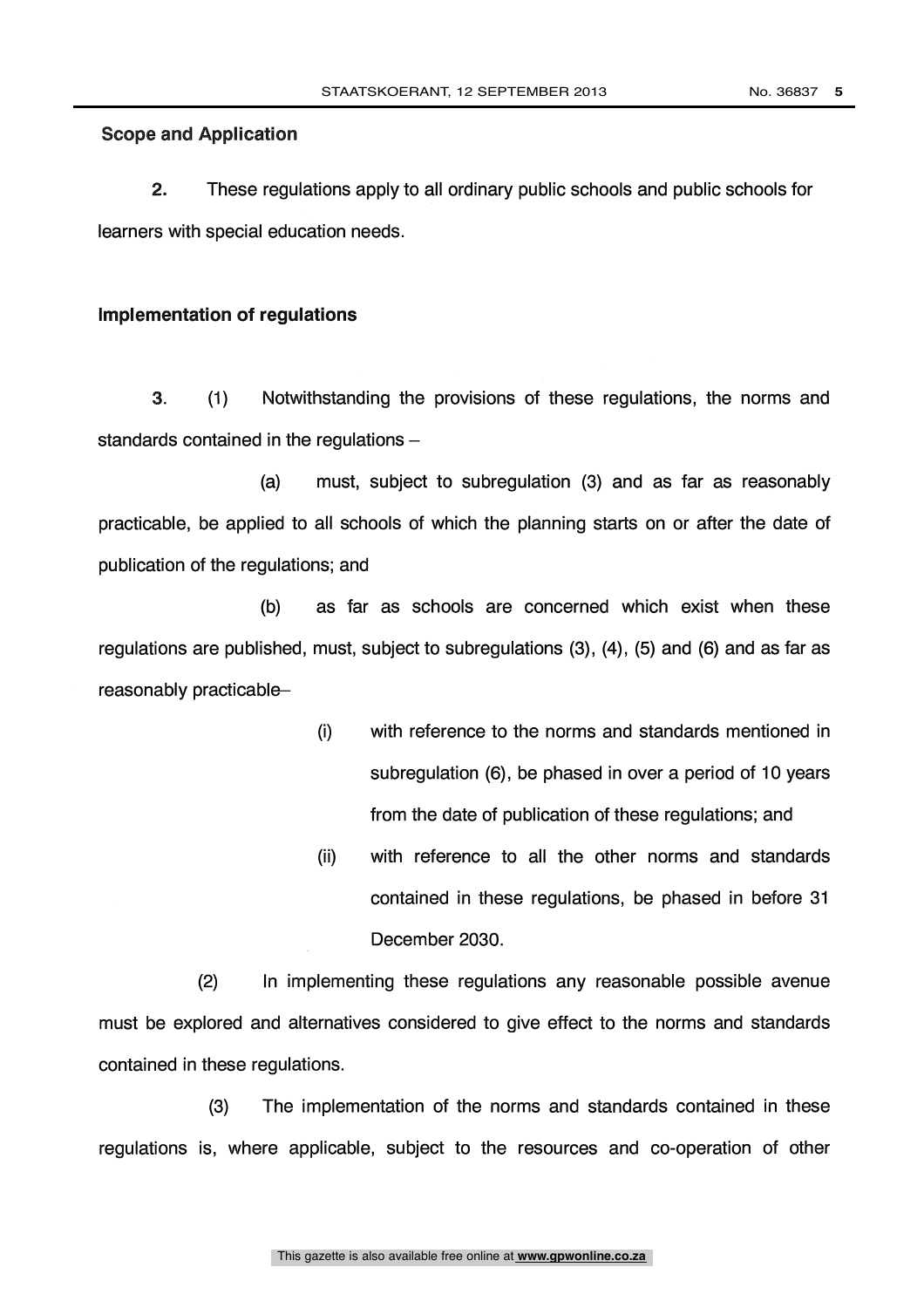**Scope and Application**

**2.** These regulations apply to all ordinary public schools and public schools for learners with special education needs.

**Implementation of regulations**

**3.** (1) Notwithstanding the provisions of these regulations, the norms and standards contained in the regulations –

(a) must, subject to subregulation (3) and as far as reasonably practicable, be applied to all schools of which the planning starts on or after the date of publication of the regulations; and

(b) as far as schools are concerned which exist when these regulations are published, must, subject to subregulations (3), (4), (5) and (6) and as far as reasonably practicable–

(i) with reference to the norms and standards mentioned in subregulation (6), be phased in over a period of 10 years from the date of publication of these regulations; and

(ii) with reference to all the other norms and standards contained in these regulations, be phased in before 31 December 2030.

(2) In implementing these regulations any reasonable possible avenue must be explored and alternatives considered to give effect to the norms and standards contained in these regulations.

(3) The implementation of the norms and standards contained in these regulations is, where applicable, subject to the resources and co-operation of other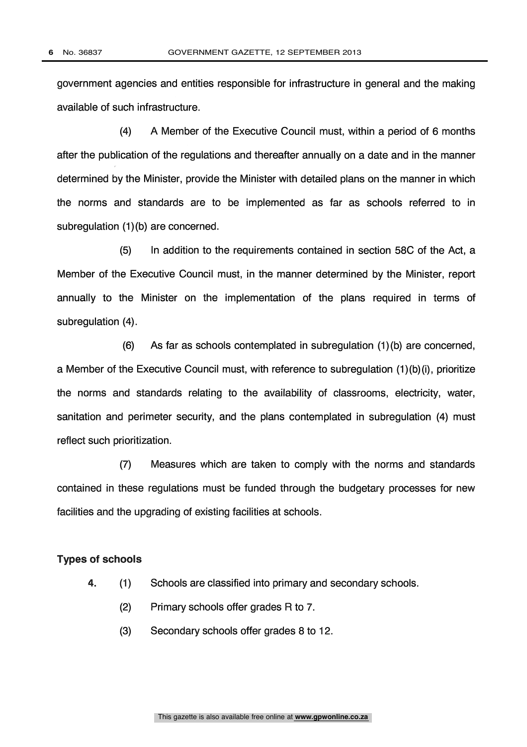government agencies and entities responsible for infrastructure in general and the making available of such infrastructure.

(4) A Member of the Executive Council must, within a period of 6 months after the publication of the regulations and thereafter annually on a date and in the manner determined by the Minister, provide the Minister with detailed plans on the manner in which the norms and standards are to be implemented as far as schools referred to in subregulation (1)(b) are concerned.

(5) In addition to the requirements contained in section 58C of the Act, a Member of the Executive Council must, in the manner determined by the Minister, report annually to the Minister on the implementation of the plans required in terms of subregulation (4).

(6) As far as schools contemplated in subregulation (1)(b) are concerned, a Member of the Executive Council must, with reference to subregulation (1)(b)(i), prioritize the norms and standards relating to the availability of classrooms, electricity, water, sanitation and perimeter security, and the plans contemplated in subregulation (4) must reflect such prioritization.

(7) Measures which are taken to comply with the norms and standards contained in these regulations must be funded through the budgetary processes for new facilities and the upgrading of existing facilities at schools.

**Types of schools**

**4.** (1) Schools are classified into primary and secondary schools.

(2) Primary schools offer grades R to 7.

(3) Secondary schools offer grades 8 to 12.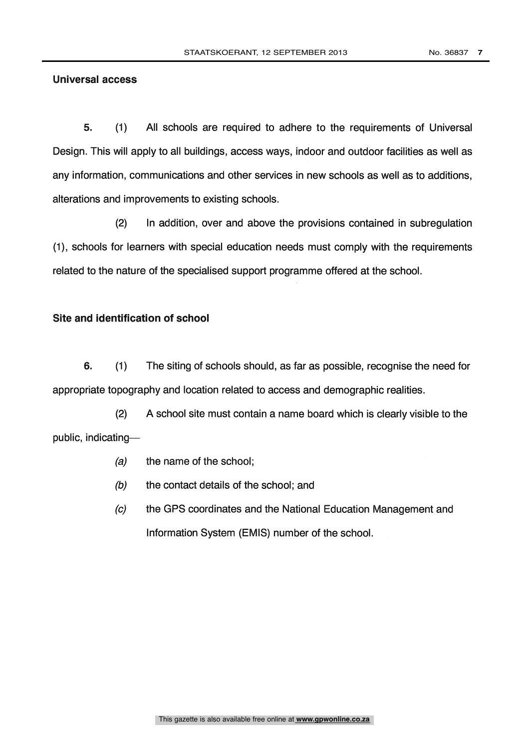**Universal access**

**5.** (1) All schools are required to adhere to the requirements of Universal Design. This will apply to all buildings, access ways, indoor and outdoor facilities as well as any information, communications and other services in new schools as well as to additions, alterations and improvements to existing schools.

(2) In addition, over and above the provisions contained in subregulation (1), schools for learners with special education needs must comply with the requirements related to the nature of the specialised support programme offered at the school.

**Site and identification of school**

**6.** (1) The siting of schools should, as far as possible, recognise the need for appropriate topography and location related to access and demographic realities.

(2) A school site must contain a name board which is clearly visible to the public, indicating—

*(a)* the name of the school;

*(b)* the contact details of the school; and

*(c)* the GPS coordinates and the National Education Management and Information System (EMIS) number of the school.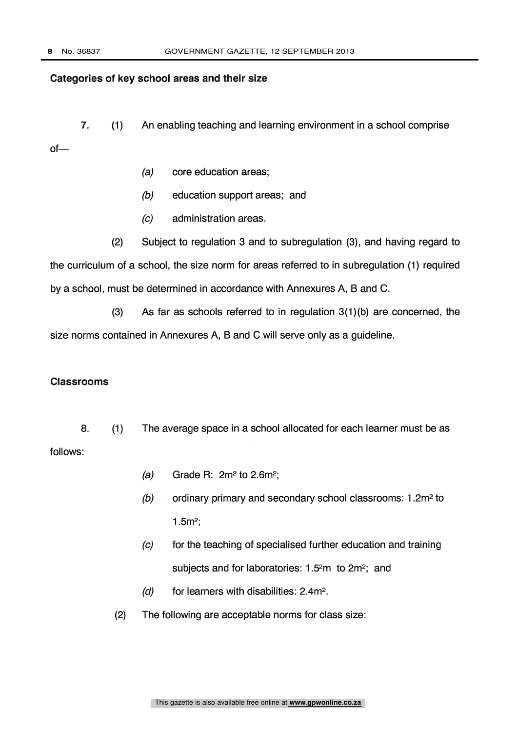**Categories of key school areas and their size**

**7.** (1) An enabling teaching and learning environment in a school comprise of—

- *(a)* core education areas;
- *(b)* education support areas; and
- *(c)* administration areas.

(2) Subject to regulation 3 and to subregulation (3), and having regard to the curriculum of a school, the size norm for areas referred to in subregulation (1) required by a school, must be determined in accordance with Annexures A, B and C.

(3) As far as schools referred to in regulation 3(1)(b) are concerned, the size norms contained in Annexures A, B and C will serve only as a guideline.

**Classrooms**

8. (1) The average space in a school allocated for each learner must be as follows:

- *(a)* Grade R: $2m^2$ to $2.6m^2$;
- *(b)* ordinary primary and secondary school classrooms: $1.2m^2$ to $1.5m^2$;
- *(c)* for the teaching of specialised further education and training subjects and for laboratories: $1.5^2m$ to $2m^2$; and
- *(d)* for learners with disabilities: $2.4m^2$.

(2) The following are acceptable norms for class size: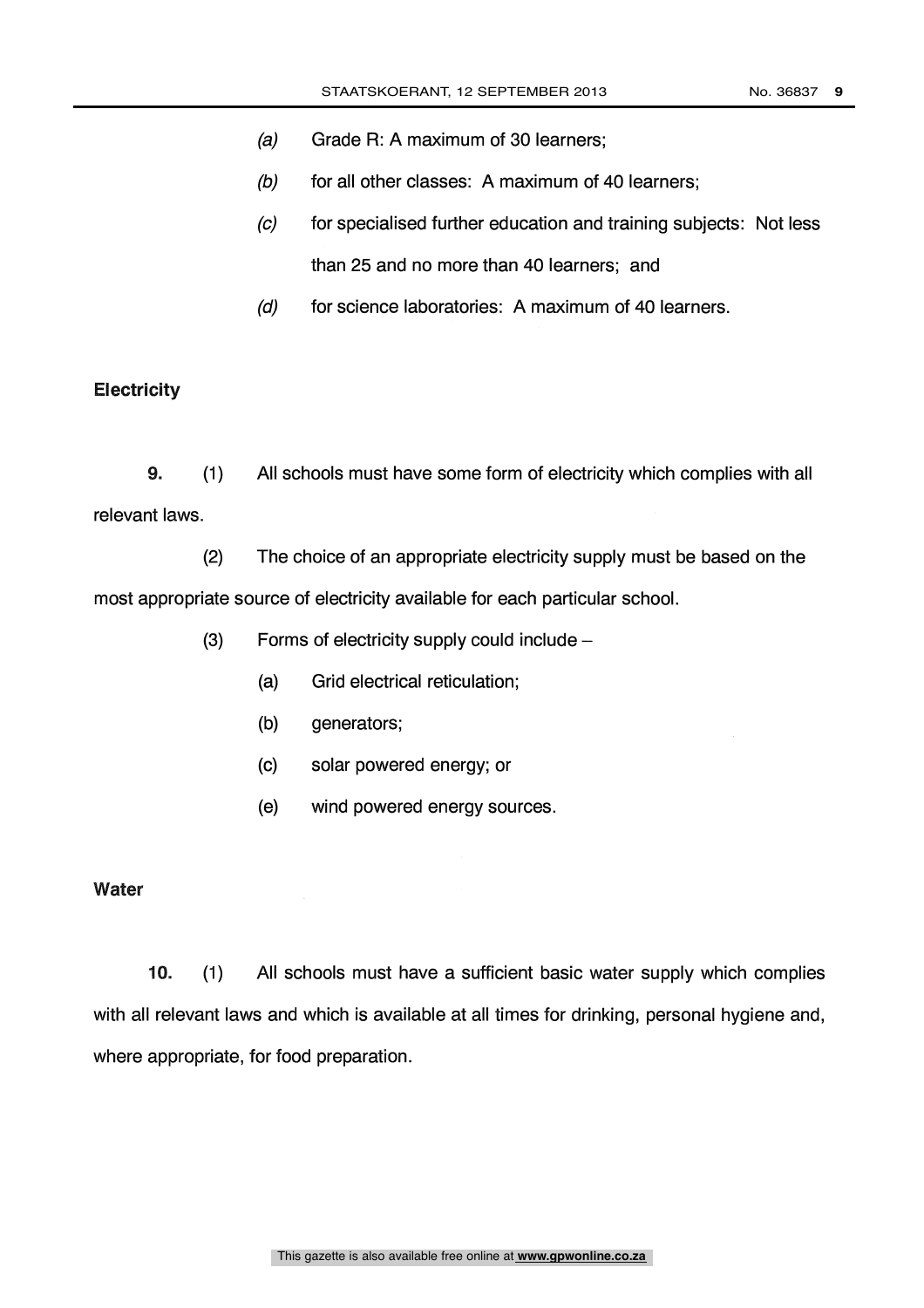*(a)* Grade R: A maximum of 30 learners;

*(b)* for all other classes: A maximum of 40 learners;

*(c)* for specialised further education and training subjects: Not less than 25 and no more than 40 learners; and

*(d)* for science laboratories: A maximum of 40 learners.

**Electricity**

**9.** (1) All schools must have some form of electricity which complies with all relevant laws.

(2) The choice of an appropriate electricity supply must be based on the most appropriate source of electricity available for each particular school.

(3) Forms of electricity supply could include –

(a) Grid electrical reticulation;

(b) generators;

(c) solar powered energy; or

(e) wind powered energy sources.

**Water**

**10.** (1) All schools must have a sufficient basic water supply which complies with all relevant laws and which is available at all times for drinking, personal hygiene and, where appropriate, for food preparation.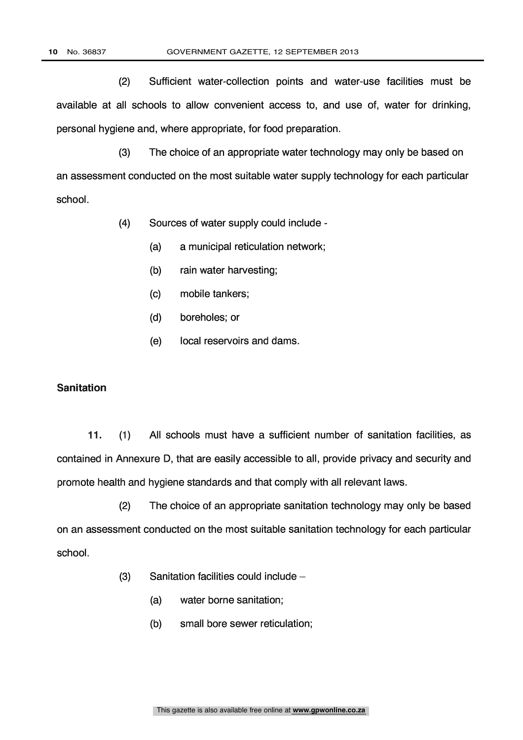(2) Sufficient water-collection points and water-use facilities must be available at all schools to allow convenient access to, and use of, water for drinking, personal hygiene and, where appropriate, for food preparation.

(3) The choice of an appropriate water technology may only be based on an assessment conducted on the most suitable water supply technology for each particular school.

(4) Sources of water supply could include -

(a) a municipal reticulation network;

(b) rain water harvesting;

(c) mobile tankers;

(d) boreholes; or

(e) local reservoirs and dams.

**Sanitation**

**11.** (1) All schools must have a sufficient number of sanitation facilities, as contained in Annexure D, that are easily accessible to all, provide privacy and security and promote health and hygiene standards and that comply with all relevant laws.

(2) The choice of an appropriate sanitation technology may only be based on an assessment conducted on the most suitable sanitation technology for each particular school.

(3) Sanitation facilities could include –

(a) water borne sanitation;

(b) small bore sewer reticulation;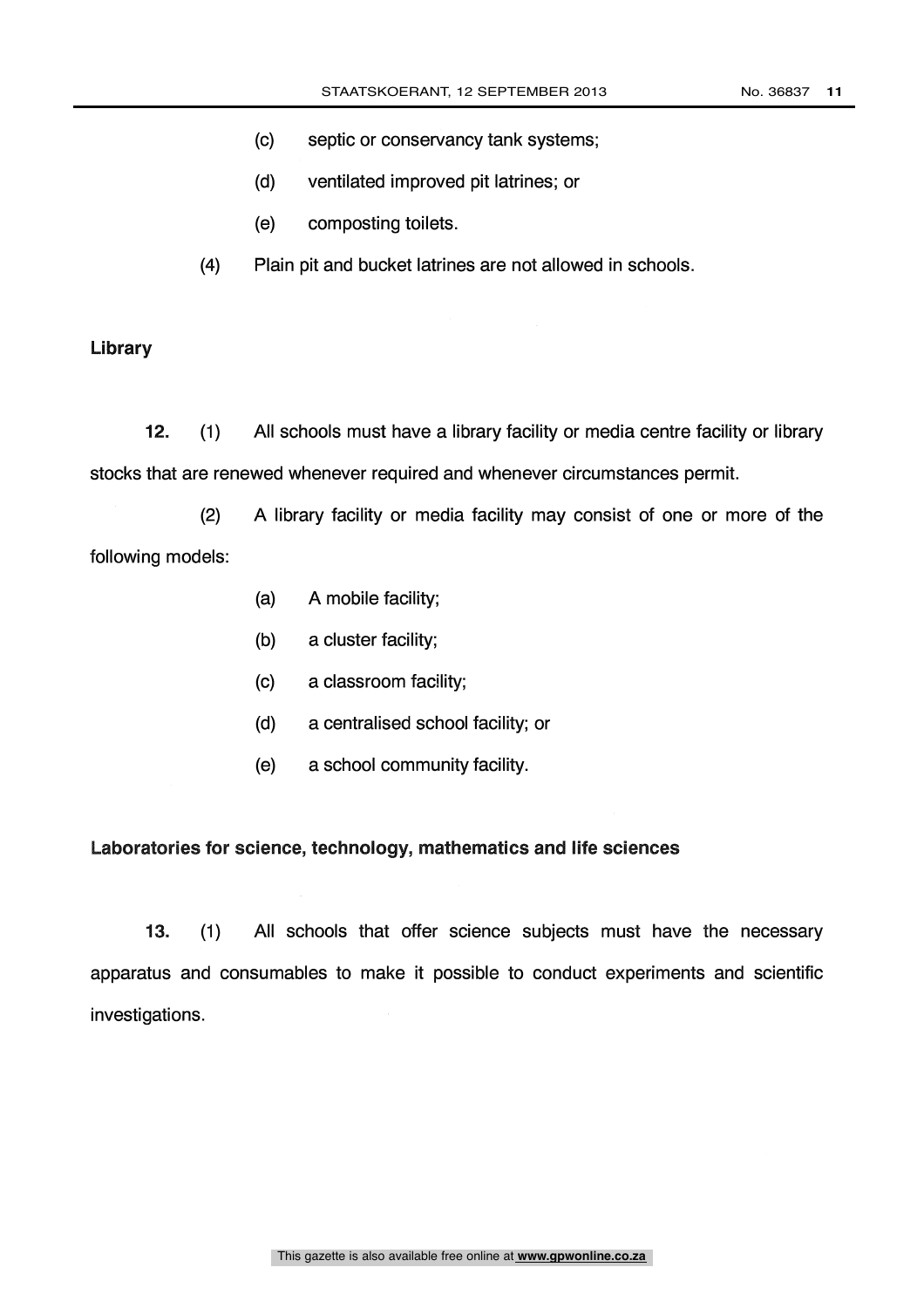(c) septic or conservancy tank systems;

(d) ventilated improved pit latrines; or

(e) composting toilets.

(4) Plain pit and bucket latrines are not allowed in schools.

**Library**

**12.** (1) All schools must have a library facility or media centre facility or library stocks that are renewed whenever required and whenever circumstances permit.

(2) A library facility or media facility may consist of one or more of the following models:

(a) A mobile facility;

(b) a cluster facility;

(c) a classroom facility;

(d) a centralised school facility; or

(e) a school community facility.

**Laboratories for science, technology, mathematics and life sciences**

**13.** (1) All schools that offer science subjects must have the necessary apparatus and consumables to make it possible to conduct experiments and scientific investigations.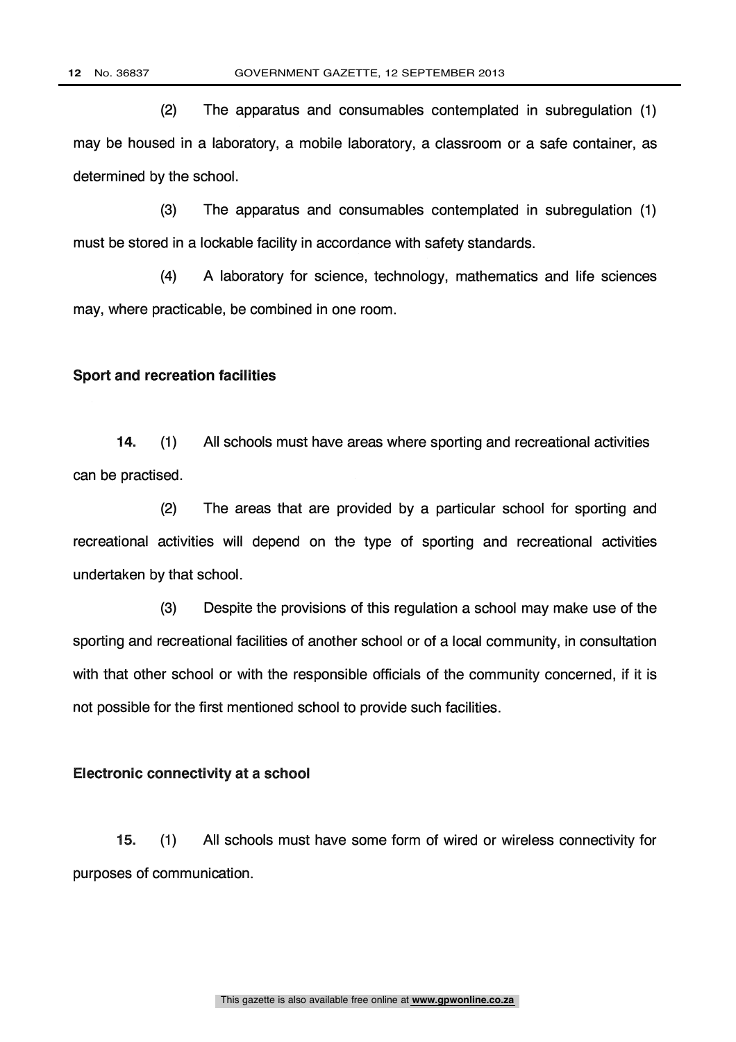(2) The apparatus and consumables contemplated in subregulation (1) may be housed in a laboratory, a mobile laboratory, a classroom or a safe container, as determined by the school.

(3) The apparatus and consumables contemplated in subregulation (1) must be stored in a lockable facility in accordance with safety standards.

(4) A laboratory for science, technology, mathematics and life sciences may, where practicable, be combined in one room.

**Sport and recreation facilities**

**14.** (1) All schools must have areas where sporting and recreational activities can be practised.

(2) The areas that are provided by a particular school for sporting and recreational activities will depend on the type of sporting and recreational activities undertaken by that school.

(3) Despite the provisions of this regulation a school may make use of the sporting and recreational facilities of another school or of a local community, in consultation with that other school or with the responsible officials of the community concerned, if it is not possible for the first mentioned school to provide such facilities.

**Electronic connectivity at a school**

**15.** (1) All schools must have some form of wired or wireless connectivity for purposes of communication.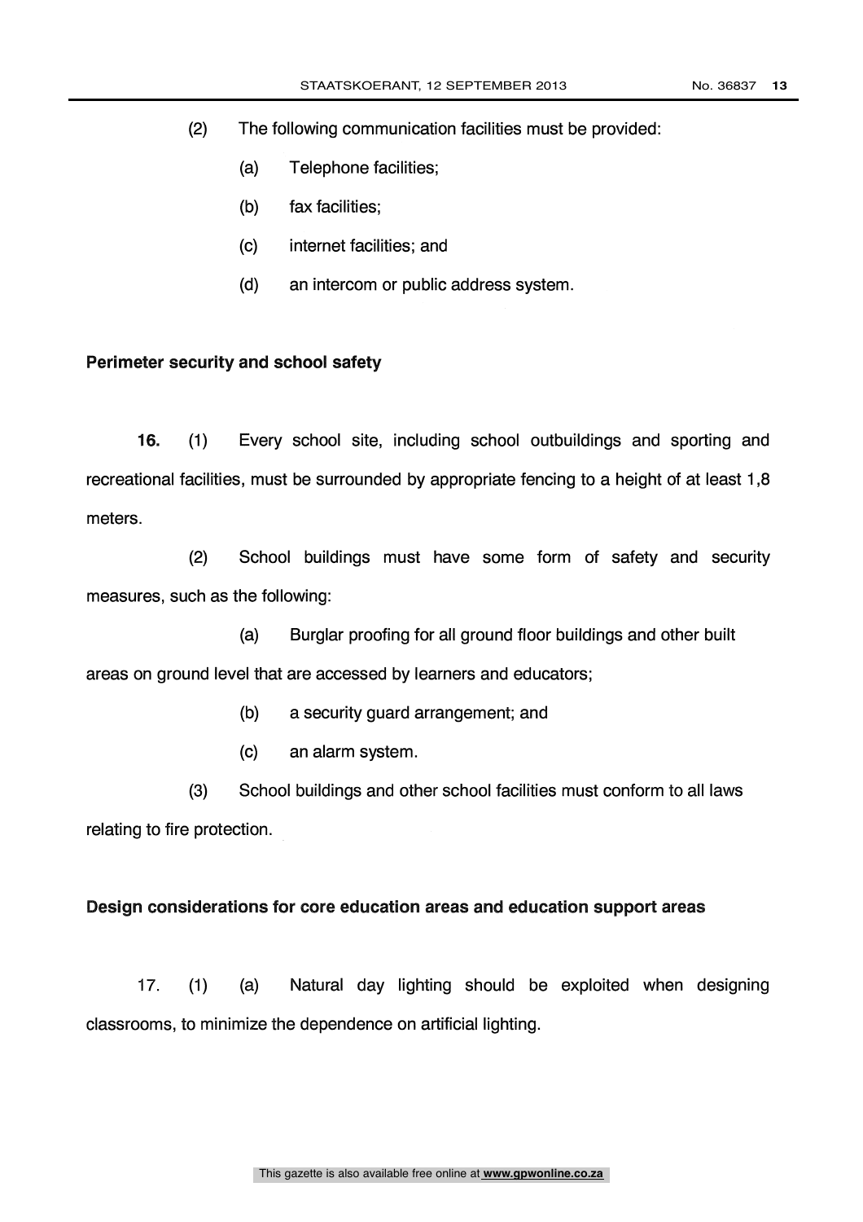(2) The following communication facilities must be provided:

(a) Telephone facilities;

(b) fax facilities;

(c) internet facilities; and

(d) an intercom or public address system.

**Perimeter security and school safety**

**16.** (1) Every school site, including school outbuildings and sporting and recreational facilities, must be surrounded by appropriate fencing to a height of at least 1,8 meters.

(2) School buildings must have some form of safety and security measures, such as the following:

(a) Burglar proofing for all ground floor buildings and other built areas on ground level that are accessed by learners and educators;

(b) a security guard arrangement; and

(c) an alarm system.

(3) School buildings and other school facilities must conform to all laws relating to fire protection.

**Design considerations for core education areas and education support areas**

17. (1) (a) Natural day lighting should be exploited when designing classrooms, to minimize the dependence on artificial lighting.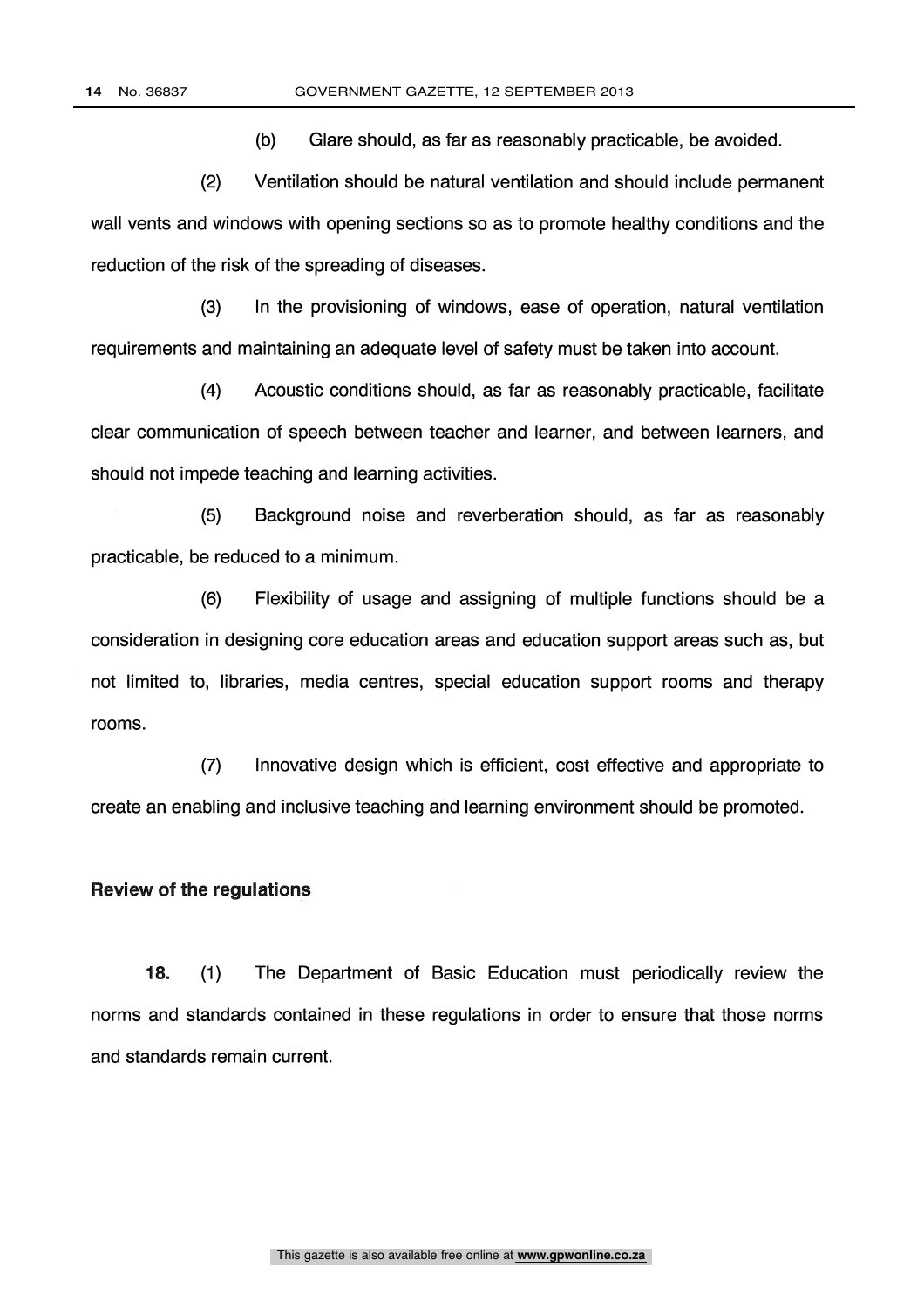(b) Glare should, as far as reasonably practicable, be avoided.

(2) Ventilation should be natural ventilation and should include permanent wall vents and windows with opening sections so as to promote healthy conditions and the reduction of the risk of the spreading of diseases.

(3) In the provisioning of windows, ease of operation, natural ventilation requirements and maintaining an adequate level of safety must be taken into account.

(4) Acoustic conditions should, as far as reasonably practicable, facilitate clear communication of speech between teacher and learner, and between learners, and should not impede teaching and learning activities.

(5) Background noise and reverberation should, as far as reasonably practicable, be reduced to a minimum.

(6) Flexibility of usage and assigning of multiple functions should be a consideration in designing core education areas and education support areas such as, but not limited to, libraries, media centres, special education support rooms and therapy rooms.

(7) Innovative design which is efficient, cost effective and appropriate to create an enabling and inclusive teaching and learning environment should be promoted.

**Review of the regulations**

**18.** (1) The Department of Basic Education must periodically review the norms and standards contained in these regulations in order to ensure that those norms and standards remain current.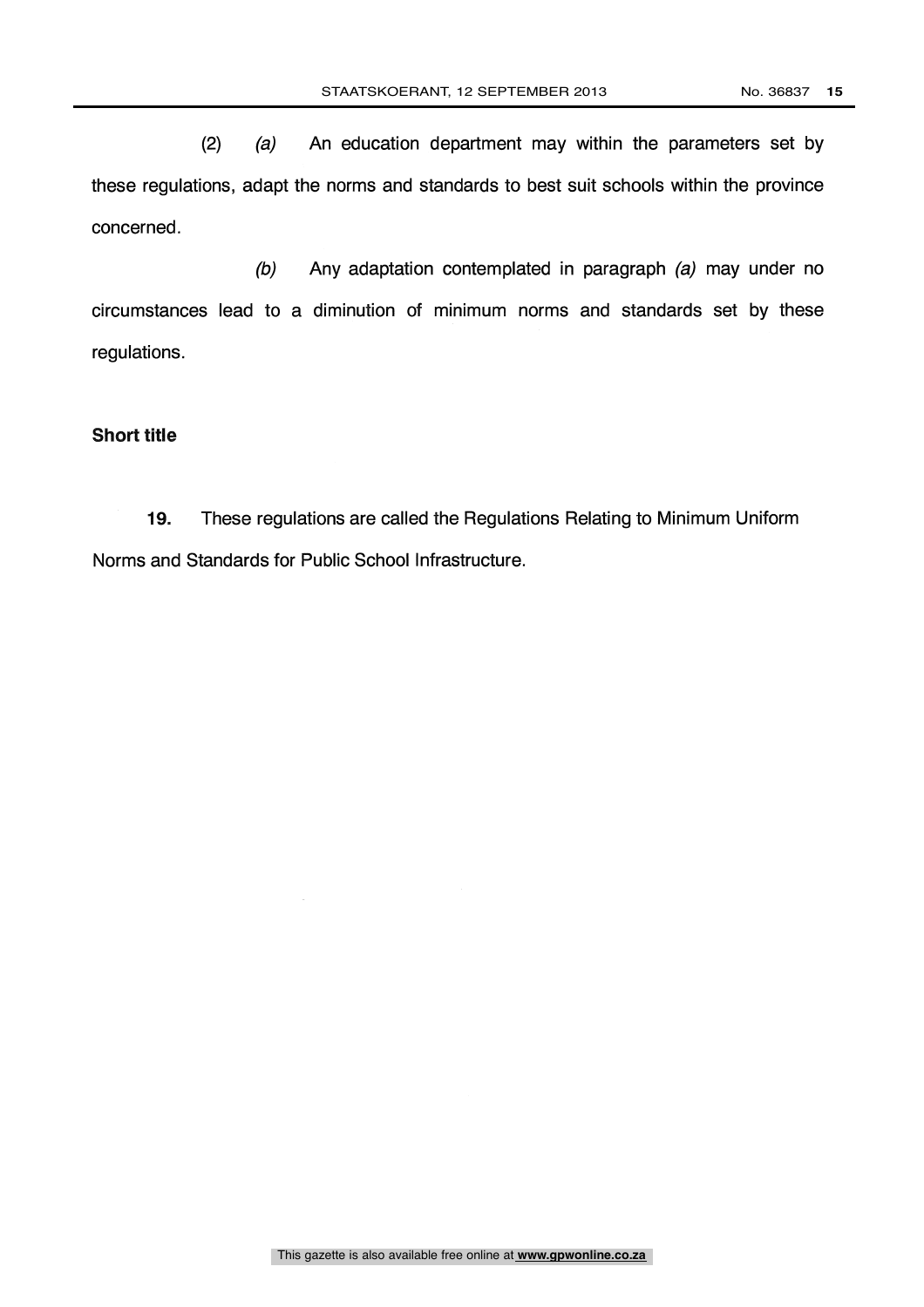(2) *(a)* An education department may within the parameters set by these regulations, adapt the norms and standards to best suit schools within the province concerned.

*(b)* Any adaptation contemplated in paragraph *(a)* may under no circumstances lead to a diminution of minimum norms and standards set by these regulations.

**Short title**

**19.** These regulations are called the Regulations Relating to Minimum Uniform Norms and Standards for Public School Infrastructure.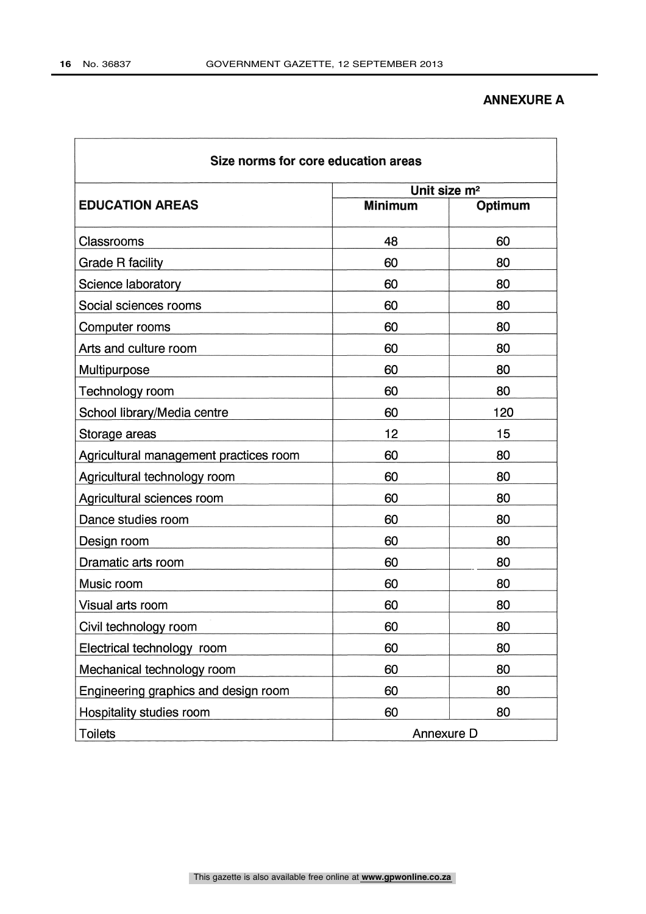**ANNEXURE A**

| Size norms for core education areas | | |
|---|---|---|
| **EDUCATION AREAS** | **Unit size m²** | |
| | **Minimum** | **Optimum** |
| Classrooms | 48 | 60 |
| Grade R facility | 60 | 80 |
| Science laboratory | 60 | 80 |
| Social sciences rooms | 60 | 80 |
| Computer rooms | 60 | 80 |
| Arts and culture room | 60 | 80 |
| Multipurpose | 60 | 80 |
| Technology room | 60 | 80 |
| School library/Media centre | 60 | 120 |
| Storage areas | 12 | 15 |
| Agricultural management practices room | 60 | 80 |
| Agricultural technology room | 60 | 80 |
| Agricultural sciences room | 60 | 80 |
| Dance studies room | 60 | 80 |
| Design room | 60 | 80 |
| Dramatic arts room | 60 | 80 |
| Music room | 60 | 80 |
| Visual arts room | 60 | 80 |
| Civil technology room | 60 | 80 |
| Electrical technology room | 60 | 80 |
| Mechanical technology room | 60 | 80 |
| Engineering graphics and design room | 60 | 80 |
| Hospitality studies room | 60 | 80 |
| Toilets | Annexure D | |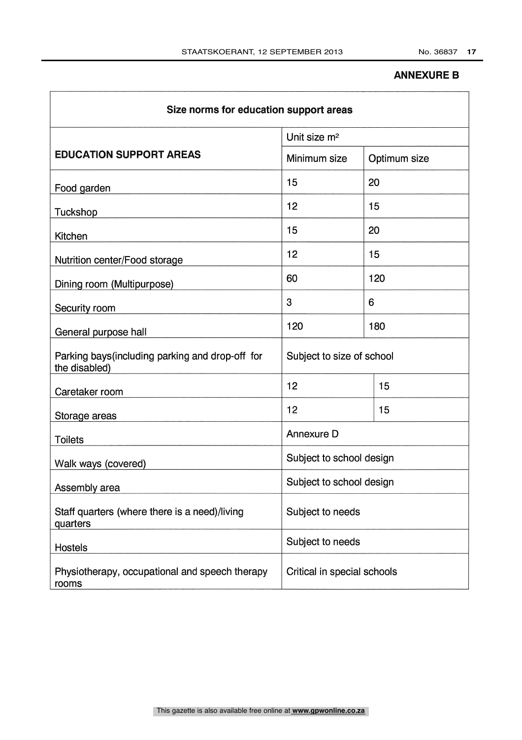**ANNEXURE B**

| Size norms for education support areas | | |
|---|---|---|
| **EDUCATION SUPPORT AREAS** | Unit size m² | |
| | Minimum size | Optimum size |
| Food garden | 15 | 20 |
| Tuckshop | 12 | 15 |
| Kitchen | 15 | 20 |
| Nutrition center/Food storage | 12 | 15 |
| Dining room (Multipurpose) | 60 | 120 |
| Security room | 3 | 6 |
| General purpose hall | 120 | 180 |
| Parking bays(including parking and drop-off for the disabled) | Subject to size of school | |
| Caretaker room | 12 | 15 |
| Storage areas | 12 | 15 |
| Toilets | Annexure D | |
| Walk ways (covered) | Subject to school design | |
| Assembly area | Subject to school design | |
| Staff quarters (where there is a need)/living quarters | Subject to needs | |
| Hostels | Subject to needs | |
| Physiotherapy, occupational and speech therapy rooms | Critical in special schools | |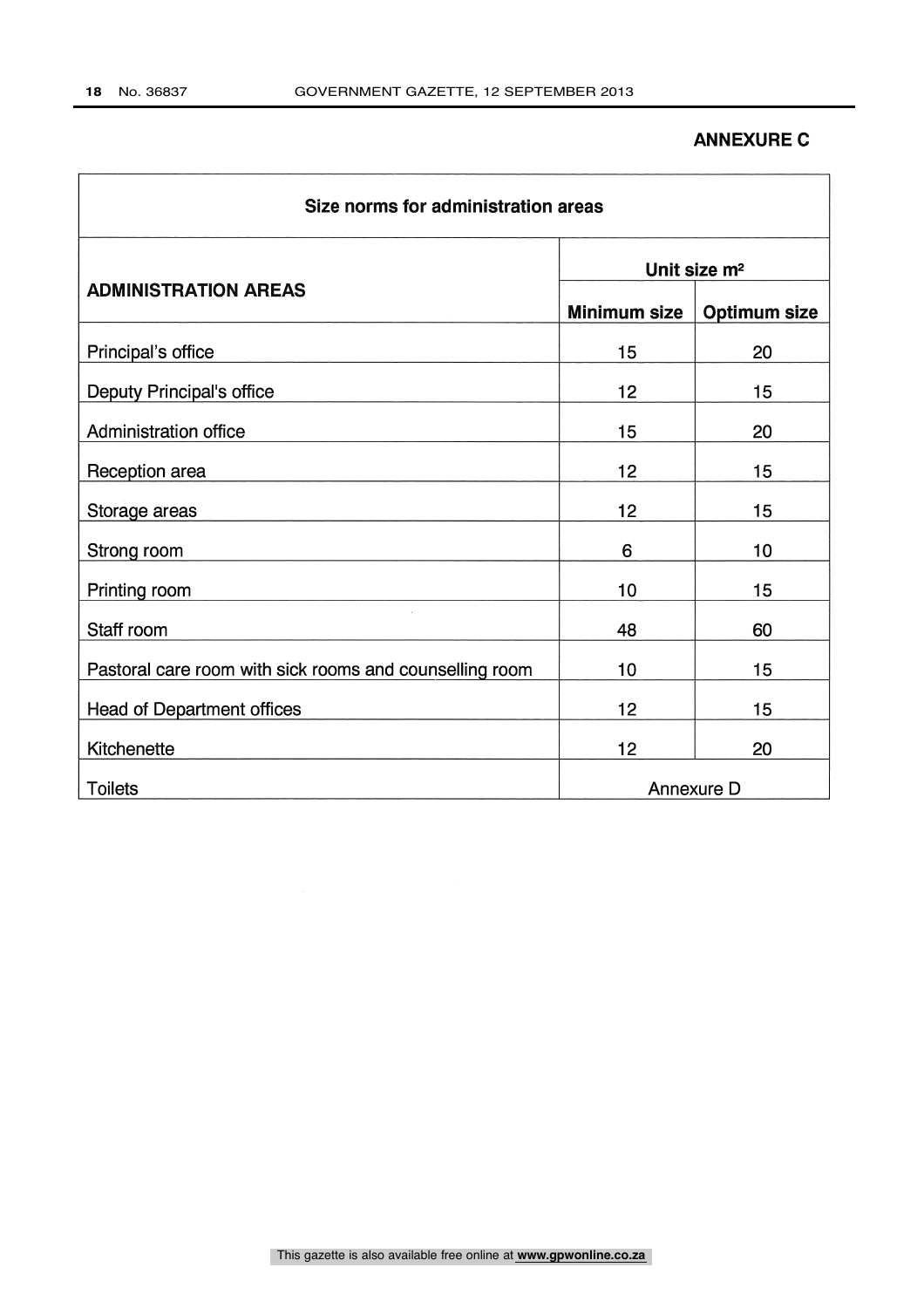**ANNEXURE C**

| Size norms for administration areas | | |
|---|---|---|
| **ADMINISTRATION AREAS** | **Unit size m²** | |
| | **Minimum size** | **Optimum size** |
| Principal's office | 15 | 20 |
| Deputy Principal's office | 12 | 15 |
| Administration office | 15 | 20 |
| Reception area | 12 | 15 |
| Storage areas | 12 | 15 |
| Strong room | 6 | 10 |
| Printing room | 10 | 15 |
| Staff room | 48 | 60 |
| Pastoral care room with sick rooms and counselling room | 10 | 15 |
| Head of Department offices | 12 | 15 |
| Kitchenette | 12 | 20 |
| Toilets | Annexure D | |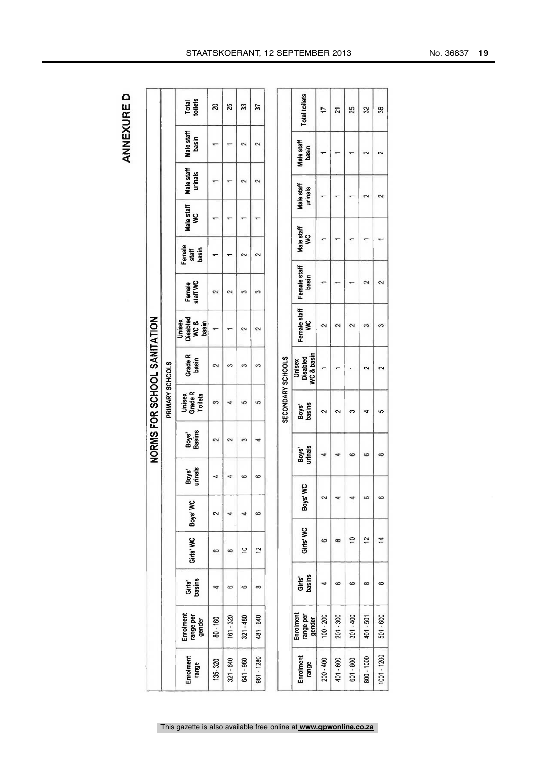# ANNEXURE D

## NORMS FOR SCHOOL SANITATION

### PRIMARY SCHOOLS

| Enrolment range | Enrolment range per gender | Girls' basins | Girls' WC | Boys' WC | Boys' urinals | Boys' Basins | Unisex Grade R Toilets | Grade R basin | Unisex Disabled WC & basin | Female staff WC | Female staff basin | Male staff WC | Male staff urinals | Male staff basin | Total toilets |
|---|---|---|---|---|---|---|---|---|---|---|---|---|---|---|---|
| 135-320 | 80 - 160 | 4 | 6 | 2 | 4 | 2 | 3 | 2 | 1 | 2 | 1 | 1 | 1 | 1 | 20 |
| 321 - 640 | 161 - 320 | 6 | 8 | 4 | 4 | 2 | 4 | 3 | 1 | 2 | 1 | 1 | 1 | 1 | 25 |
| 641 - 960 | 321 - 480 | 6 | 10 | 4 | 6 | 3 | 5 | 3 | 2 | 3 | 2 | 1 | 2 | 2 | 33 |
| 961 - 1280 | 481 - 640 | 8 | 12 | 6 | 6 | 4 | 5 | 3 | 2 | 3 | 2 | 1 | 2 | 2 | 37 |

### SECONDARY SCHOOLS

| Enrolment range | Enrolment range per gender | Girls' basins | Girls' WC | Boys' WC | Boys' urinals | Boys' basins | Unisex Disabled WC & basin | Female staff WC | Female staff basin | Male staff WC | Male staff urinals | Male staff basin | Total toilets |
|---|---|---|---|---|---|---|---|---|---|---|---|---|---|
| 200 - 400 | 100 - 200 | 4 | 6 | 2 | 4 | 2 | 1 | 2 | 1 | 1 | 1 | 1 | 17 |
| 401 - 600 | 201 - 300 | 6 | 8 | 4 | 4 | 2 | 1 | 2 | 1 | 1 | 1 | 1 | 21 |
| 601 - 800 | 301 - 400 | 6 | 10 | 4 | 6 | 3 | 1 | 2 | 1 | 1 | 1 | 1 | 25 |
| 800 - 1000 | 401 - 501 | 8 | 12 | 6 | 6 | 4 | 2 | 3 | 2 | 1 | 2 | 2 | 32 |
| 1001 - 1200 | 501 - 600 | 8 | 14 | 6 | 8 | 5 | 2 | 3 | 2 | 1 | 2 | 2 | 36 |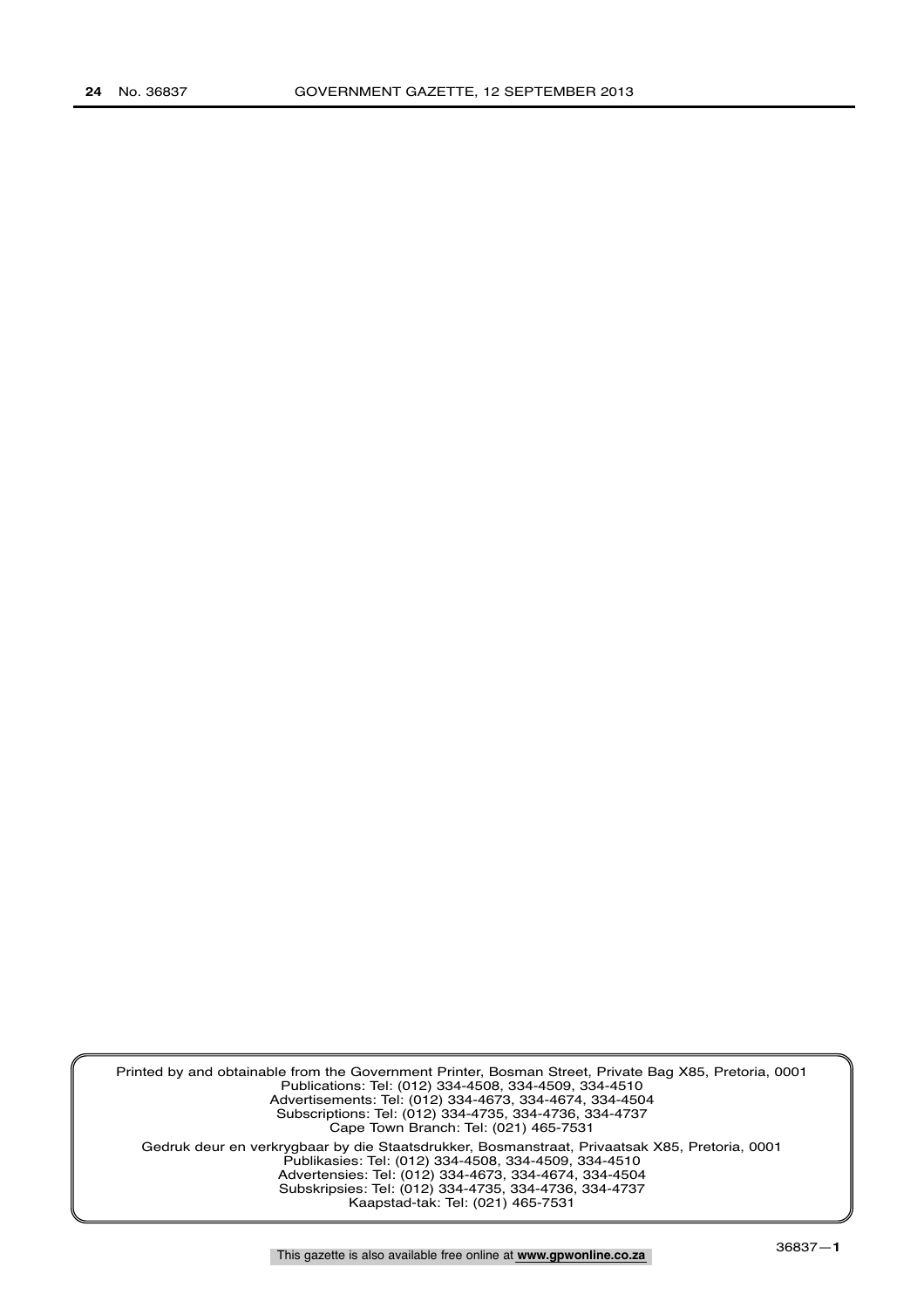Printed by and obtainable from the Government Printer, Bosman Street, Private Bag X85, Pretoria, 0001
Publications: Tel: (012) 334-4508, 334-4509, 334-4510
Advertisements: Tel: (012) 334-4673, 334-4674, 334-4504
Subscriptions: Tel: (012) 334-4735, 334-4736, 334-4737
Cape Town Branch: Tel: (021) 465-7531

Gedruk deur en verkrygbaar by die Staatsdrukker, Bosmanstraat, Privaatsak X85, Pretoria, 0001
Publikasies: Tel: (012) 334-4508, 334-4509, 334-4510
Advertensies: Tel: (012) 334-4673, 334-4674, 334-4504
Subskripsies: Tel: (012) 334-4735, 334-4736, 334-4737
Kaapstad-tak: Tel: (021) 465-7531